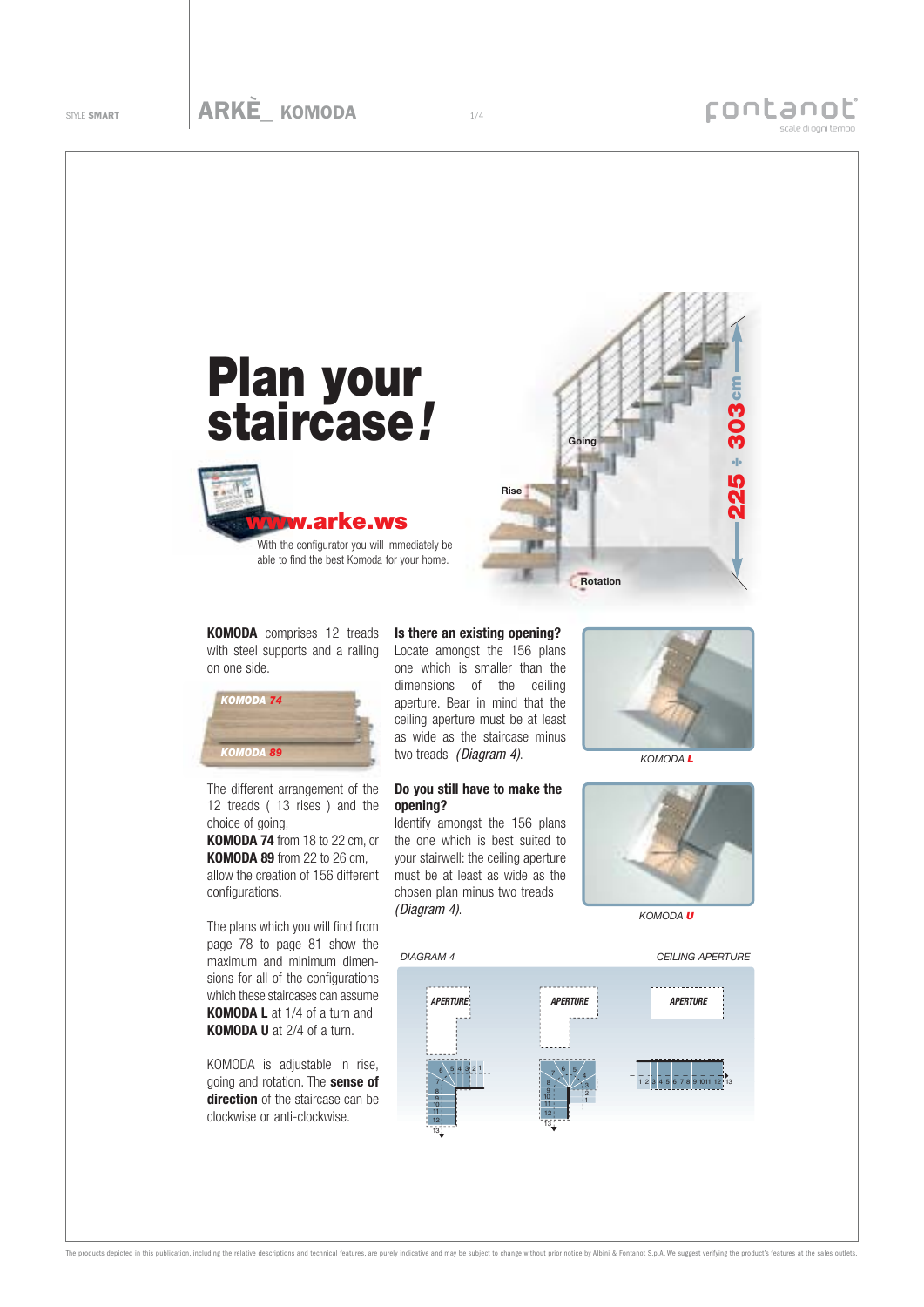# Plan your staircase!

www.arke.ws

With the configurator you will immediately be able to find the best Komoda for your home.

Going

Rise

Rotation

225 ÷ 303 cm

**KOMODA** comprises 12 treads with steel supports and a railing on one side.

KOMODA 74

KOMODA 89

The different arrangement of the 12 treads ( 13 rises ) and the choice of going, **KOMODA 74** from 18 to 22 cm, or **KOMODA 89** from 22 to 26 cm, allow the creation of 156 different configurations.

The plans which you will find from page 78 to page 81 show the maximum and minimum dimensions for all of the configurations which these staircases can assume **KOMODA L** at 1/4 of a turn and **KOMODA U** at 2/4 of a turn.

KOMODA is adjustable in rise, going and rotation. The **sense of direction** of the staircase can be clockwise or anti-clockwise.

**Is there an existing opening?**
Locate amongst the 156 plans one which is smaller than the dimensions of the ceiling aperture. Bear in mind that the ceiling aperture must be at least as wide as the staircase minus two treads *(Diagram 4)*.

**Do you still have to make the opening?**
Identify amongst the 156 plans the one which is best suited to your stairwell: the ceiling aperture must be at least as wide as the chosen plan minus two treads *(Diagram 4)*.

*KOMODA L*

*KOMODA U*

*DIAGRAM 4* — *CEILING APERTURE*

APERTURE — APERTURE — APERTURE

The products depicted in this publication, including the relative descriptions and technical features, are purely indicative and may be subject to change without prior notice by Albini & Fontanot S.p.A. We suggest verifying the product's features at the sales outlets.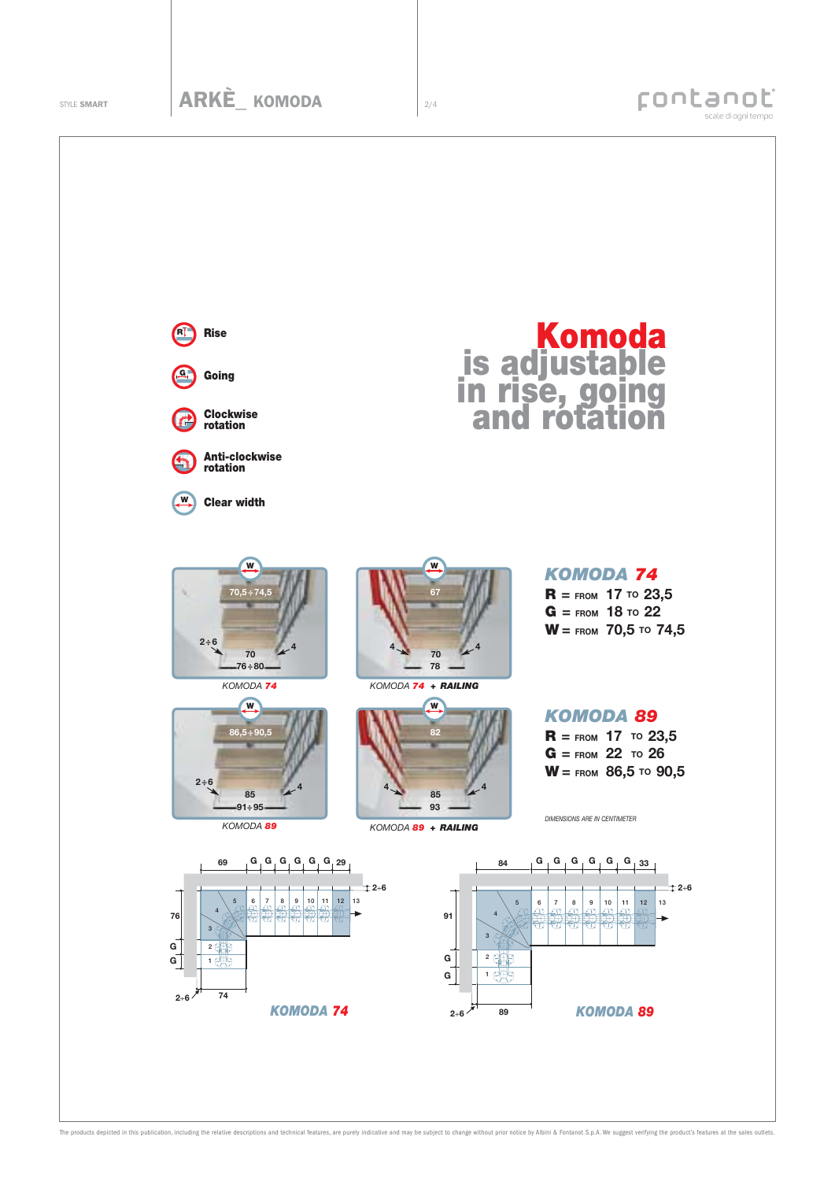# Komoda is adjustable in rise, going and rotation

- **Rise**
- **Going**
- **Clockwise rotation**
- **Anti-clockwise rotation**
- **Clear width**

## KOMODA 74

**R** = FROM 17 TO 23,5
**G** = FROM 18 TO 22
**W** = FROM 70,5 TO 74,5

## KOMODA 89

**R** = FROM 17 TO 23,5
**G** = FROM 22 TO 26
**W** = FROM 86,5 TO 90,5

*DIMENSIONS ARE IN CENTIMETER*

W 70,5÷74,5 — 2÷6 — 70 — 76÷80 — 4

*KOMODA 74*

W 67 — 4 — 70 — 78 — 4

*KOMODA 74 + RAILING*

W 86,5÷90,5 — 2÷6 — 85 — 91÷95 — 4

*KOMODA 89*

W 82 — 4 — 85 — 93 — 4

*KOMODA 89 + RAILING*

69 — G G G G G G — 29 — 2÷6 — 76 — G — G — 2÷6 — 74 — 1 2 3 4 5 6 7 8 9 10 11 12 13

***KOMODA 74***

84 — G G G G G G — 33 — 2÷6 — 91 — G — G — 2÷6 — 89 — 1 2 3 4 5 6 7 8 9 10 11 12 13

***KOMODA 89***

The products depicted in this publication, including the relative descriptions and technical features, are purely indicative and may be subject to change without prior notice by Albini & Fontanot S.p.A. We suggest verifying the product's features at the sales outlets.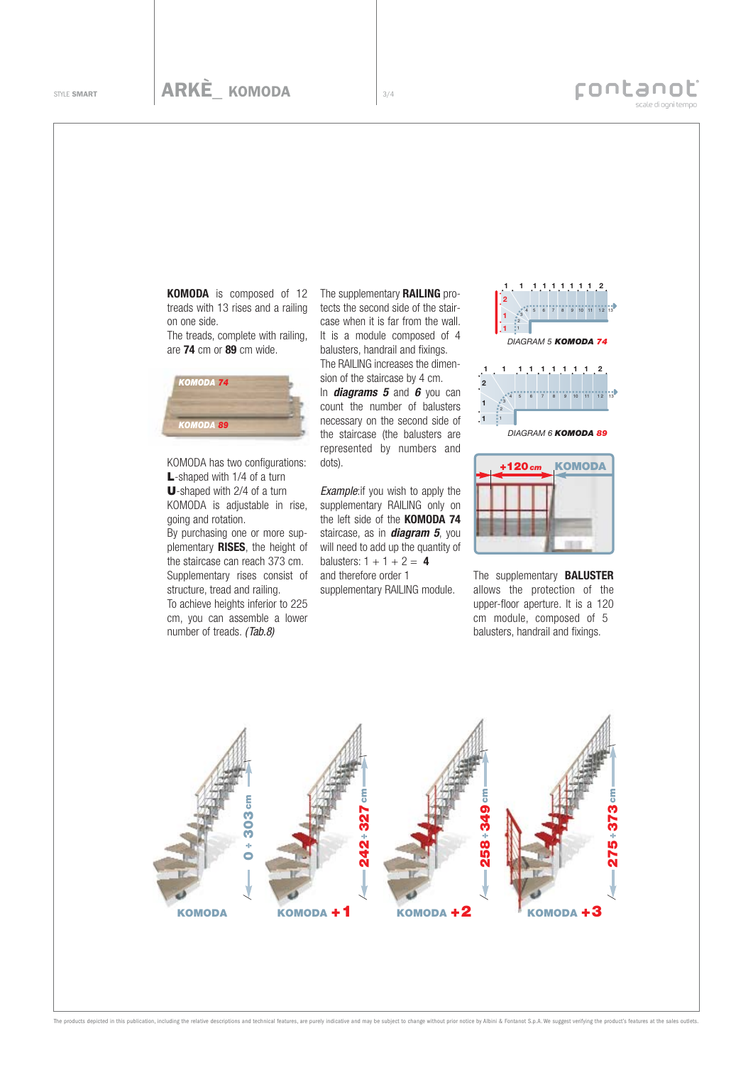**KOMODA** is composed of 12 treads with 13 rises and a railing on one side.
The treads, complete with railing, are **74** cm or **89** cm wide.

KOMODA 74

KOMODA 89

KOMODA has two configurations:
**L**-shaped with 1/4 of a turn
**U**-shaped with 2/4 of a turn
KOMODA is adjustable in rise, going and rotation.
By purchasing one or more supplementary **RISES**, the height of the staircase can reach 373 cm.
Supplementary rises consist of structure, tread and railing.
To achieve heights inferior to 225 cm, you can assemble a lower number of treads. *(Tab.8)*

The supplementary **RAILING** protects the second side of the staircase when it is far from the wall.
It is a module composed of 4 balusters, handrail and fixings.
The RAILING increases the dimension of the staircase by 4 cm.
In ***diagrams 5*** and ***6*** you can count the number of balusters necessary on the second side of the staircase (the balusters are represented by numbers and dots).

*Example*:if you wish to apply the supplementary RAILING only on the left side of the **KOMODA 74** staircase, as in ***diagram 5***, you will need to add up the quantity of balusters: 1 + 1 + 2 = **4**
and therefore order 1 supplementary RAILING module.

DIAGRAM 5 **KOMODA 74**

DIAGRAM 6 **KOMODA 89**

+120 cm KOMODA

The supplementary **BALUSTER** allows the protection of the upper-floor aperture. It is a 120 cm module, composed of 5 balusters, handrail and fixings.

KOMODA 0 ÷ 303 cm

KOMODA +1 242 ÷ 327 cm

KOMODA +2 258 ÷ 349 cm

KOMODA +3 275 ÷ 373 cm

The products depicted in this publication, including the relative descriptions and technical features, are purely indicative and may be subject to change without prior notice by Albini & Fontanot S.p.A. We suggest verifying the product's features at the sales outlets.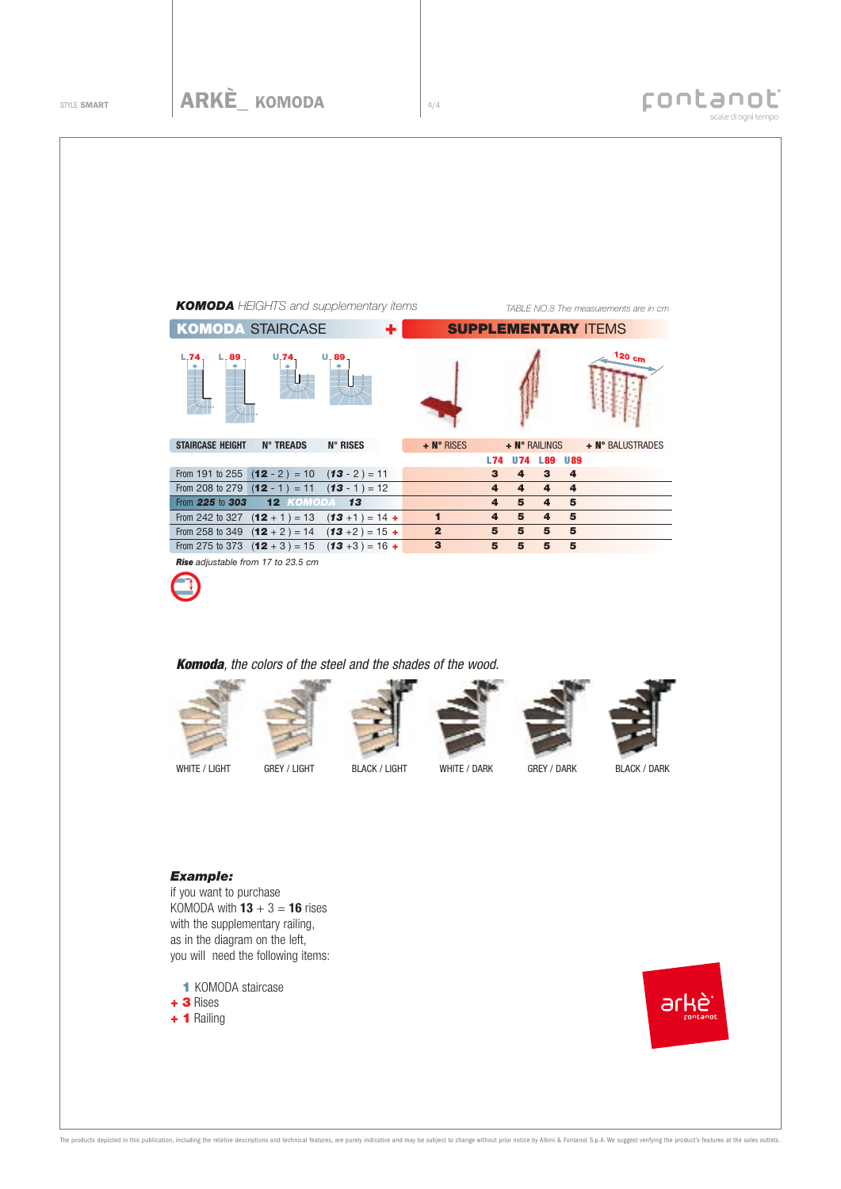## *KOMODA* HEIGHTS and supplementary items

TABLE NO.8 The measurements are in cm

| KOMODA STAIRCASE | | | + SUPPLEMENTARY ITEMS | | | | |
|---|---|---|---|---|---|---|---|
| STAIRCASE HEIGHT | N° TREADS | N° RISES | + N° RISES | + N° RAILINGS | | + N° BALUSTRADES | |
| | | | | L74 | U74 | L89 | U89 |
| From 191 to 255 | (**12** - 2) = 10 | (***13*** - 2) = 11 | | 3 | 4 | 3 | 4 |
| From 208 to 279 | (**12** - 1) = 11 | (***13*** - 1) = 12 | | 4 | 4 | 4 | 4 |
| From ***225*** to ***303*** | **12** KOMODA | ***13*** | | 4 | 5 | 4 | 5 |
| From 242 to 327 | (**12** + 1) = 13 | (***13*** +1) = 14 + | 1 | 4 | 5 | 4 | 5 |
| From 258 to 349 | (**12** + 2) = 14 | (***13*** +2) = 15 + | 2 | 5 | 5 | 5 | 5 |
| From 275 to 373 | (**12** + 3) = 15 | (***13*** +3) = 16 + | 3 | 5 | 5 | 5 | 5 |

***Rise*** *adjustable from 17 to 23.5 cm*

120 cm

## ***Komoda****, the colors of the steel and the shades of the wood.*

WHITE / LIGHT    GREY / LIGHT    BLACK / LIGHT    WHITE / DARK    GREY / DARK    BLACK / DARK

***Example:***
if you want to purchase
KOMODA with **13** + 3 = **16** rises
with the supplementary railing,
as in the diagram on the left,
you will need the following items:

**1** KOMODA staircase
\+ **3** Rises
\+ **1** Railing

The products depicted in this publication, including the relative descriptions and technical features, are purely indicative and may be subject to change without prior notice by Albini & Fontanot S.p.A. We suggest verifying the product's features at the sales outlets.